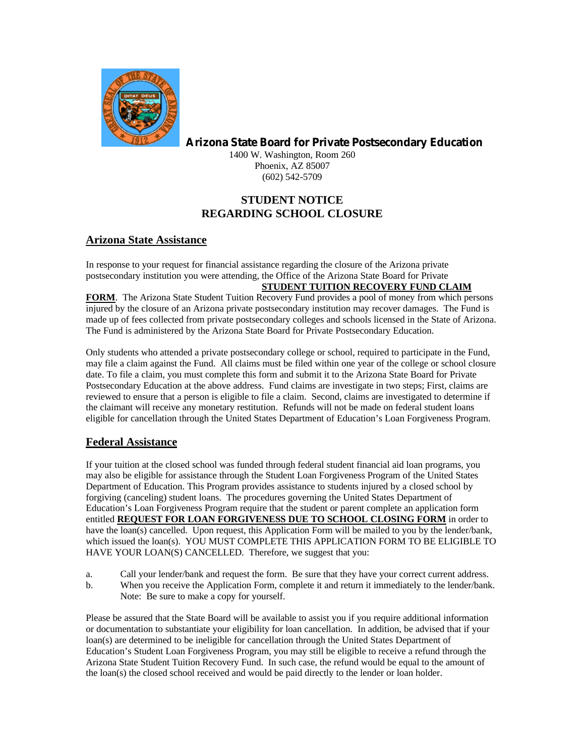**Arizona State Board for Private Postsecondary Education**

1400 W. Washington, Room 260
Phoenix, AZ 85007
(602) 542-5709

# STUDENT NOTICE
# REGARDING SCHOOL CLOSURE

## Arizona State Assistance

In response to your request for financial assistance regarding the closure of the Arizona private postsecondary institution you were attending, the Office of the Arizona State Board for Private **STUDENT TUITION RECOVERY FUND CLAIM FORM**. The Arizona State Student Tuition Recovery Fund provides a pool of money from which persons injured by the closure of an Arizona private postsecondary institution may recover damages. The Fund is made up of fees collected from private postsecondary colleges and schools licensed in the State of Arizona. The Fund is administered by the Arizona State Board for Private Postsecondary Education.

Only students who attended a private postsecondary college or school, required to participate in the Fund, may file a claim against the Fund. All claims must be filed within one year of the college or school closure date. To file a claim, you must complete this form and submit it to the Arizona State Board for Private Postsecondary Education at the above address. Fund claims are investigate in two steps; First, claims are reviewed to ensure that a person is eligible to file a claim. Second, claims are investigated to determine if the claimant will receive any monetary restitution. Refunds will not be made on federal student loans eligible for cancellation through the United States Department of Education's Loan Forgiveness Program.

## Federal Assistance

If your tuition at the closed school was funded through federal student financial aid loan programs, you may also be eligible for assistance through the Student Loan Forgiveness Program of the United States Department of Education. This Program provides assistance to students injured by a closed school by forgiving (canceling) student loans. The procedures governing the United States Department of Education's Loan Forgiveness Program require that the student or parent complete an application form entitled **REQUEST FOR LOAN FORGIVENESS DUE TO SCHOOL CLOSING FORM** in order to have the loan(s) cancelled. Upon request, this Application Form will be mailed to you by the lender/bank, which issued the loan(s). YOU MUST COMPLETE THIS APPLICATION FORM TO BE ELIGIBLE TO HAVE YOUR LOAN(S) CANCELLED. Therefore, we suggest that you:

a. Call your lender/bank and request the form. Be sure that they have your correct current address.

b. When you receive the Application Form, complete it and return it immediately to the lender/bank. Note: Be sure to make a copy for yourself.

Please be assured that the State Board will be available to assist you if you require additional information or documentation to substantiate your eligibility for loan cancellation. In addition, be advised that if your loan(s) are determined to be ineligible for cancellation through the United States Department of Education's Student Loan Forgiveness Program, you may still be eligible to receive a refund through the Arizona State Student Tuition Recovery Fund. In such case, the refund would be equal to the amount of the loan(s) the closed school received and would be paid directly to the lender or loan holder.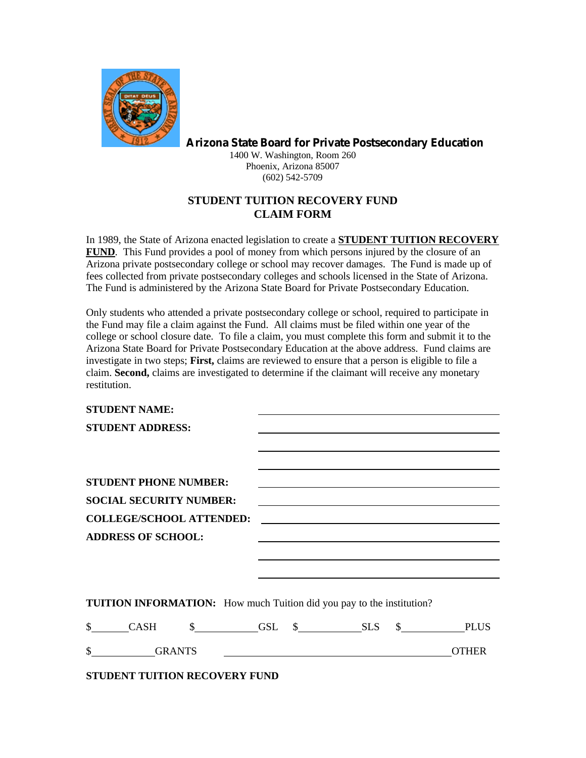**Arizona State Board for Private Postsecondary Education**

1400 W. Washington, Room 260
Phoenix, Arizona 85007
(602) 542-5709

## STUDENT TUITION RECOVERY FUND
## CLAIM FORM

In 1989, the State of Arizona enacted legislation to create a **STUDENT TUITION RECOVERY FUND**. This Fund provides a pool of money from which persons injured by the closure of an Arizona private postsecondary college or school may recover damages. The Fund is made up of fees collected from private postsecondary colleges and schools licensed in the State of Arizona. The Fund is administered by the Arizona State Board for Private Postsecondary Education.

Only students who attended a private postsecondary college or school, required to participate in the Fund may file a claim against the Fund. All claims must be filed within one year of the college or school closure date. To file a claim, you must complete this form and submit it to the Arizona State Board for Private Postsecondary Education at the above address. Fund claims are investigate in two steps; **First,** claims are reviewed to ensure that a person is eligible to file a claim. **Second,** claims are investigated to determine if the claimant will receive any monetary restitution.

**STUDENT NAME:** ______________________________

**STUDENT ADDRESS:** ______________________________

______________________________

______________________________

**STUDENT PHONE NUMBER:** ______________________________

**SOCIAL SECURITY NUMBER:** ______________________________

**COLLEGE/SCHOOL ATTENDED:** ______________________________

**ADDRESS OF SCHOOL:** ______________________________

______________________________

______________________________

**TUITION INFORMATION:** How much Tuition did you pay to the institution?

$______ CASH $__________ GSL $__________ SLS $__________ PLUS

$__________ GRANTS ______________________________ OTHER

**STUDENT TUITION RECOVERY FUND**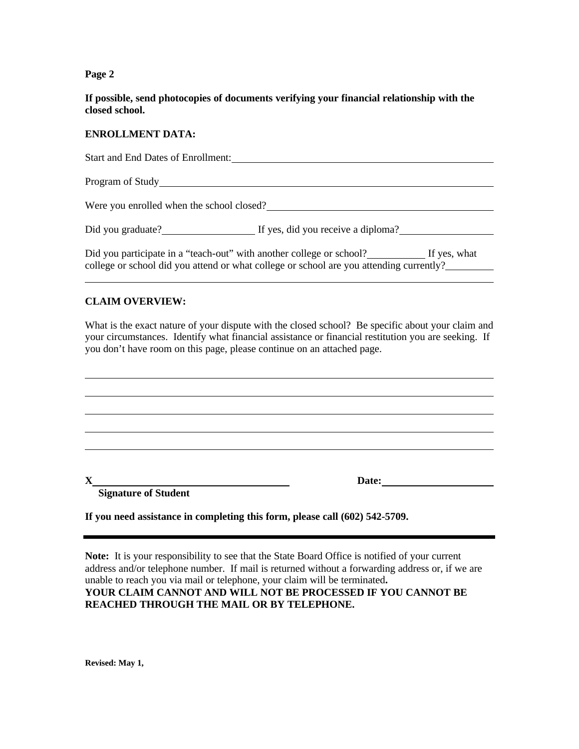**Page 2**

**If possible, send photocopies of documents verifying your financial relationship with the closed school.**

**ENROLLMENT DATA:**

Start and End Dates of Enrollment: ____________________________________________

Program of Study ____________________________________________

Were you enrolled when the school closed? ____________________________________________

Did you graduate? __________________ If yes, did you receive a diploma? __________________

Did you participate in a "teach-out" with another college or school? ___________ If yes, what college or school did you attend or what college or school are you attending currently? _________

____________________________________________

**CLAIM OVERVIEW:**

What is the exact nature of your dispute with the closed school? Be specific about your claim and your circumstances. Identify what financial assistance or financial restitution you are seeking. If you don't have room on this page, please continue on an attached page.

____________________________________________

____________________________________________

____________________________________________

____________________________________________

____________________________________________

**X** ______________________________ **Date:** ______________________

**Signature of Student**

**If you need assistance in completing this form, please call (602) 542-5709.**

---

**Note:** It is your responsibility to see that the State Board Office is notified of your current address and/or telephone number. If mail is returned without a forwarding address or, if we are unable to reach you via mail or telephone, your claim will be terminated**.**
**YOUR CLAIM CANNOT AND WILL NOT BE PROCESSED IF YOU CANNOT BE REACHED THROUGH THE MAIL OR BY TELEPHONE.**

**Revised: May 1,**